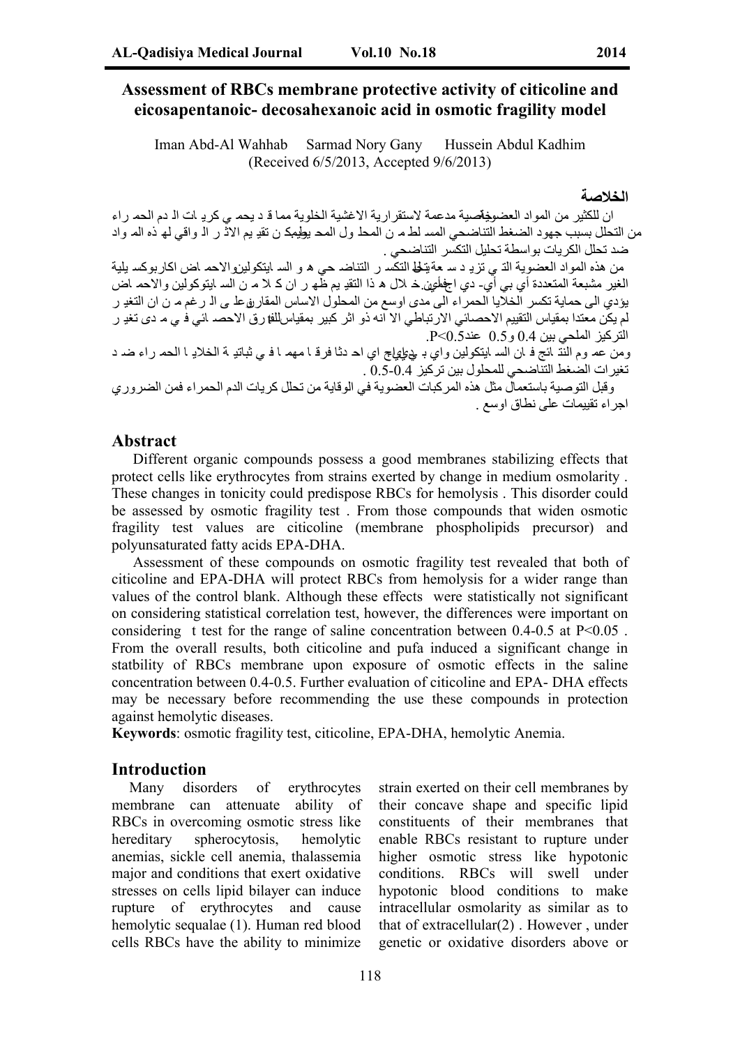# Assessment of RBCs membrane protective activity of citicoline and eicosapentanoic- decosahexanoic acid in osmotic fragility model

Iman Abd-Al Wahhab   Sarmad Nory Gany   Hussein Abdul Kadhim

(Received 6/5/2013, Accepted 9/6/2013)

## الخلاصة

ان للكثير من المواد العضوية خاصية مدعمة لاستقرارية الاغشية الخلوية مما قد يحمي كريات الدم الحمراء من التحلل بسبب جهود الضغط التناضحي المسلط من المحلول المحيط. يمكن تقييم الاثر الواقي لهذه المواد ضد تحلل الكريات بواسطة تحليل التكسر التناضحي .

من هذه المواد العضوية التي تزيد سعة تحليل التكسر التناضحي هي السايتكولين والاحماض اكاربوكسيلية الغير مشبعة المتعددة أي بي أي- دي اج أي. خلال هذا التقييم ظهر ان كلا من السايتكولين والاحماض يؤدي الى حماية تكسر الخلايا الحمراء الى مدى اوسع من المحلول الاساس المقارن. على الرغم من ان التغير لم يكن معتدا بمقياس التقييم الاحصائي الارتباطي الا انه ذو اثر كبير بمقياس الفارق الاحصائي في مدى تغير التركيز الملحي بين 0.4 و0.5 عند P<0.5.

ومن عموم النتائج فان السايتكولين واي بي أي- دي اج اي احدثا فرقا مهما في ثباتية الخلايا الحمراء ضد تغيرات الضغط التناضحي للمحلول بين تركيز 0.4-0.5 .

وقبل التوصية باستعمال مثل هذه المركبات العضوية في الوقاية من تحلل كريات الدم الحمراء فمن الضروري اجراء تقييمات على نطاق اوسع .

## Abstract

Different organic compounds possess a good membranes stabilizing effects that protect cells like erythrocytes from strains exerted by change in medium osmolarity . These changes in tonicity could predispose RBCs for hemolysis . This disorder could be assessed by osmotic fragility test . From those compounds that widen osmotic fragility test values are citicoline (membrane phospholipids precursor) and polyunsaturated fatty acids EPA-DHA.

Assessment of these compounds on osmotic fragility test revealed that both of citicoline and EPA-DHA will protect RBCs from hemolysis for a wider range than values of the control blank. Although these effects were statistically not significant on considering statistical correlation test, however, the differences were important on considering t test for the range of saline concentration between 0.4-0.5 at $P<0.05$ . From the overall results, both citicoline and pufa induced a significant change in statbility of RBCs membrane upon exposure of osmotic effects in the saline concentration between 0.4-0.5. Further evaluation of citicoline and EPA- DHA effects may be necessary before recommending the use these compounds in protection against hemolytic diseases.

**Keywords**: osmotic fragility test, citicoline, EPA-DHA, hemolytic Anemia.

## Introduction

Many disorders of erythrocytes membrane can attenuate ability of RBCs in overcoming osmotic stress like hereditary spherocytosis, hemolytic anemias, sickle cell anemia, thalassemia major and conditions that exert oxidative stresses on cells lipid bilayer can induce rupture of erythrocytes and cause hemolytic sequalae (1). Human red blood cells RBCs have the ability to minimize strain exerted on their cell membranes by their concave shape and specific lipid constituents of their membranes that enable RBCs resistant to rupture under higher osmotic stress like hypotonic conditions. RBCs will swell under hypotonic blood conditions to make intracellular osmolarity as similar as to that of extracellular(2) . However , under genetic or oxidative disorders above or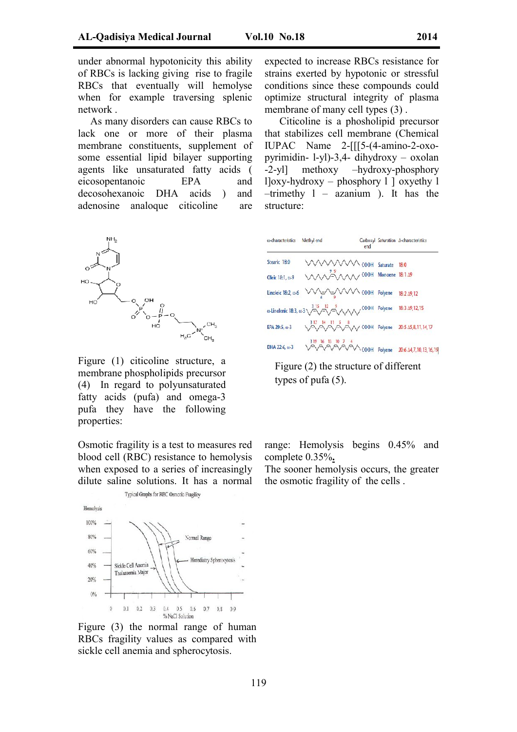under abnormal hypotonicity this ability of RBCs is lacking giving rise to fragile RBCs that eventually will hemolyse when for example traversing splenic network .

As many disorders can cause RBCs to lack one or more of their plasma membrane constituents, supplement of some essential lipid bilayer supporting agents like unsaturated fatty acids ( eicosopentanoic EPA and decosohexanoic DHA acids ) and adenosine analoque citicoline are expected to increase RBCs resistance for strains exerted by hypotonic or stressful conditions since these compounds could optimize structural integrity of plasma membrane of many cell types (3) .

Citicoline is a phosholipid precursor that stabilizes cell membrane (Chemical IUPAC Name 2-[[[5-(4-amino-2-oxo-pyrimidin- l-yl)-3,4- dihydroxy – oxolan -2-yl] methoxy –hydroxy-phosphory l]oxy-hydroxy – phosphory l ] oxyethy l –trimethy l – azanium ). It has the structure:

Figure (1) citicoline structure, a membrane phospholipids precursor (4) In regard to polyunsaturated fatty acids (pufa) and omega-3 pufa they have the following properties:

| ω-characteristics | Methyl end | Carboxyl end | Saturation | Δ-characteristics |
|---|---|---|---|---|
| Stearic 18:0 | | COOH | Saturate | 18:0 |
| Oleic 18:1, ω-9 | 9 9 | COOH | Monoene | 18:1 Δ9 |
| Linoleic 18:2, ω-6 | 6 9 | COOH | Polyene | 18:2 Δ9,12 |
| α-Linolenic 18:3, ω-3 | 3 15 12 9 | COOH | Polyene | 18:3 Δ9,12,15 |
| EPA 20:5, ω-3 | 3 17 14 11 5 8 | COOH | Polyene | 20:5 Δ5,8,11,14,17 |
| DHA 22:6, ω-3 | 3 19 16 13 10 7 4 | COOH | Polyene | 20:6 Δ4,7,10,13,16,19 |

Figure (2) the structure of different types of pufa (5).

Osmotic fragility is a test to measures red blood cell (RBC) resistance to hemolysis when exposed to a series of increasingly dilute saline solutions. It has a normal range: Hemolysis begins 0.45% and complete 0.35%**.**

The sooner hemolysis occurs, the greater the osmotic fragility of the cells .

Figure (3) the normal range of human RBCs fragility values as compared with sickle cell anemia and spherocytosis.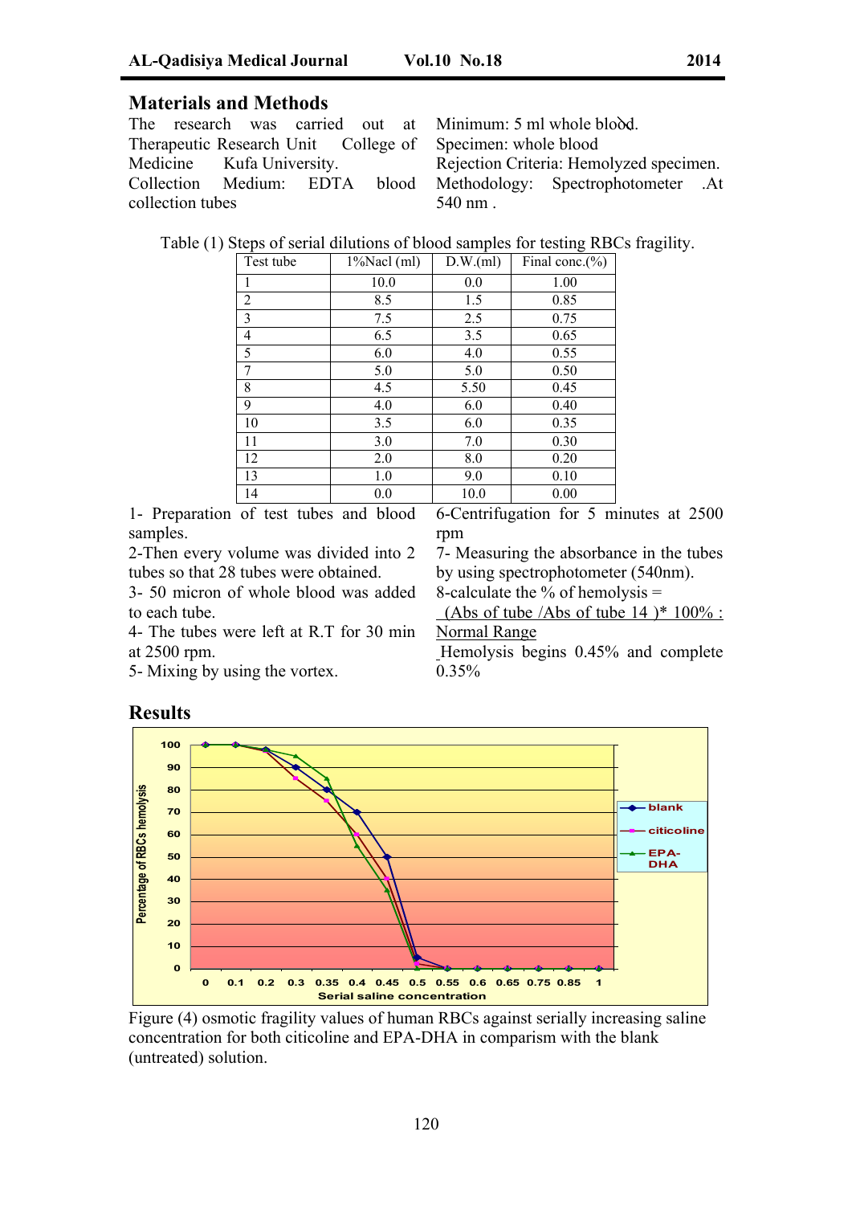## Materials and Methods

The research was carried out at Therapeutic Research Unit College of Medicine Kufa University.
Collection Medium: EDTA blood collection tubes

Minimum: 5 ml whole blood.
Specimen: whole blood
Rejection Criteria: Hemolyzed specimen.
Methodology: Spectrophotometer .At 540 nm .

Table (1) Steps of serial dilutions of blood samples for testing RBCs fragility.

| Test tube | 1%Nacl (ml) | D.W.(ml) | Final conc.(%) |
|---|---|---|---|
| 1 | 10.0 | 0.0 | 1.00 |
| 2 | 8.5 | 1.5 | 0.85 |
| 3 | 7.5 | 2.5 | 0.75 |
| 4 | 6.5 | 3.5 | 0.65 |
| 5 | 6.0 | 4.0 | 0.55 |
| 7 | 5.0 | 5.0 | 0.50 |
| 8 | 4.5 | 5.50 | 0.45 |
| 9 | 4.0 | 6.0 | 0.40 |
| 10 | 3.5 | 6.0 | 0.35 |
| 11 | 3.0 | 7.0 | 0.30 |
| 12 | 2.0 | 8.0 | 0.20 |
| 13 | 1.0 | 9.0 | 0.10 |
| 14 | 0.0 | 10.0 | 0.00 |

1- Preparation of test tubes and blood samples.
2-Then every volume was divided into 2 tubes so that 28 tubes were obtained.
3- 50 micron of whole blood was added to each tube.
4- The tubes were left at R.T for 30 min at 2500 rpm.
5- Mixing by using the vortex.
6-Centrifugation for 5 minutes at 2500 rpm
7- Measuring the absorbance in the tubes by using spectrophotometer (540nm).
8-calculate the % of hemolysis = (Abs of tube /Abs of tube 14 )* 100% :

Normal Range

Hemolysis begins 0.45% and complete 0.35%

## Results

Figure (4) osmotic fragility values of human RBCs against serially increasing saline concentration for both citicoline and EPA-DHA in comparism with the blank (untreated) solution.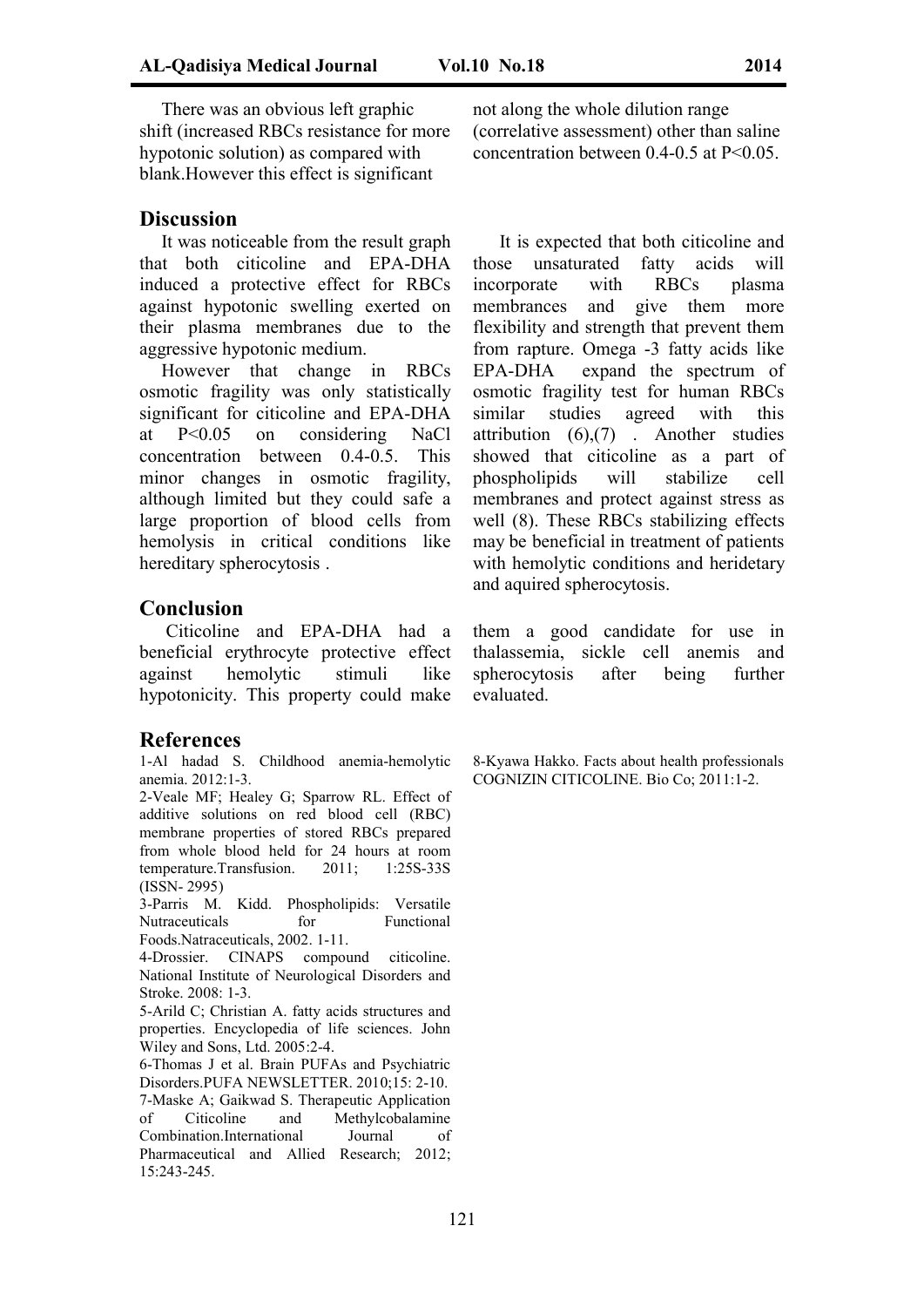There was an obvious left graphic shift (increased RBCs resistance for more hypotonic solution) as compared with blank.However this effect is significant not along the whole dilution range (correlative assessment) other than saline concentration between 0.4-0.5 at P<0.05.

## Discussion

It was noticeable from the result graph that both citicoline and EPA-DHA induced a protective effect for RBCs against hypotonic swelling exerted on their plasma membranes due to the aggressive hypotonic medium.

However that change in RBCs osmotic fragility was only statistically significant for citicoline and EPA-DHA at P<0.05 on considering NaCl concentration between 0.4-0.5. This minor changes in osmotic fragility, although limited but they could safe a large proportion of blood cells from hemolysis in critical conditions like hereditary spherocytosis .

It is expected that both citicoline and those unsaturated fatty acids will incorporate with RBCs plasma membrances and give them more flexibility and strength that prevent them from rapture. Omega -3 fatty acids like EPA-DHA expand the spectrum of osmotic fragility test for human RBCs similar studies agreed with this attribution (6),(7) . Another studies showed that citicoline as a part of phospholipids will stabilize cell membranes and protect against stress as well (8). These RBCs stabilizing effects may be beneficial in treatment of patients with hemolytic conditions and heridetary and aquired spherocytosis.

## Conclusion

Citicoline and EPA-DHA had a beneficial erythrocyte protective effect against hemolytic stimuli like hypotonicity. This property could make them a good candidate for use in thalassemia, sickle cell anemis and spherocytosis after being further evaluated.

## References

1-Al hadad S. Childhood anemia-hemolytic anemia. 2012:1-3.

2-Veale MF; Healey G; Sparrow RL. Effect of additive solutions on red blood cell (RBC) membrane properties of stored RBCs prepared from whole blood held for 24 hours at room temperature.Transfusion. 2011; 1:25S-33S (ISSN- 2995)

3-Parris M. Kidd. Phospholipids: Versatile Nutraceuticals for Functional Foods.Natraceuticals, 2002. 1-11.

4-Drossier. CINAPS compound citicoline. National Institute of Neurological Disorders and Stroke. 2008: 1-3.

5-Arild C; Christian A. fatty acids structures and properties. Encyclopedia of life sciences. John Wiley and Sons, Ltd. 2005:2-4.

6-Thomas J et al. Brain PUFAs and Psychiatric Disorders.PUFA NEWSLETTER. 2010;15: 2-10.

7-Maske A; Gaikwad S. Therapeutic Application of Citicoline and Methylcobalamine Combination.International Journal of Pharmaceutical and Allied Research; 2012; 15:243-245.

8-Kyawa Hakko. Facts about health professionals COGNIZIN CITICOLINE. Bio Co; 2011:1-2.